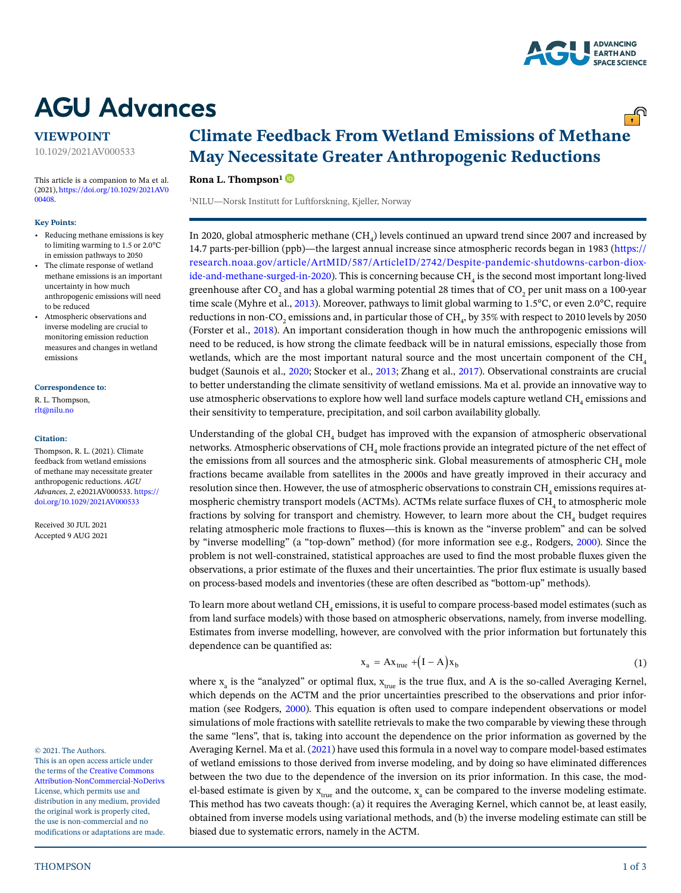# AGU Advances

## VIEWPOINT

10.1029/2021AV000533

This article is a companion to Ma et al. (2021), https://doi.org/10.1029/2021AV000408.

**Key Points:**

- Reducing methane emissions is key to limiting warming to 1.5 or 2.0°C in emission pathways to 2050
- The climate response of wetland methane emissions is an important uncertainty in how much anthropogenic emissions will need to be reduced
- Atmospheric observations and inverse modeling are crucial to monitoring emission reduction measures and changes in wetland emissions

**Correspondence to:**

R. L. Thompson,
rlt@nilu.no

**Citation:**

Thompson, R. L. (2021). Climate feedback from wetland emissions of methane may necessitate greater anthropogenic reductions. *AGU Advances*, *2*, e2021AV000533. https://doi.org/10.1029/2021AV000533

Received 30 JUL 2021
Accepted 9 AUG 2021

© 2021. The Authors.
This is an open access article under the terms of the Creative Commons Attribution-NonCommercial-NoDerivs License, which permits use and distribution in any medium, provided the original work is properly cited, the use is non-commercial and no modifications or adaptations are made.

# Climate Feedback From Wetland Emissions of Methane May Necessitate Greater Anthropogenic Reductions

**Rona L. Thompson**[1]

[1]NILU—Norsk Institutt for Luftforskning, Kjeller, Norway

In 2020, global atmospheric methane ($CH_4$) levels continued an upward trend since 2007 and increased by 14.7 parts-per-billion (ppb)—the largest annual increase since atmospheric records began in 1983 (https://research.noaa.gov/article/ArtMID/587/ArticleID/2742/Despite-pandemic-shutdowns-carbon-dioxide-and-methane-surged-in-2020). This is concerning because $CH_4$ is the second most important long-lived greenhouse after $CO_2$ and has a global warming potential 28 times that of $CO_2$ per unit mass on a 100-year time scale (Myhre et al., 2013). Moreover, pathways to limit global warming to 1.5°C, or even 2.0°C, require reductions in non-$CO_2$ emissions and, in particular those of $CH_4$, by 35% with respect to 2010 levels by 2050 (Forster et al., 2018). An important consideration though in how much the anthropogenic emissions will need to be reduced, is how strong the climate feedback will be in natural emissions, especially those from wetlands, which are the most important natural source and the most uncertain component of the $CH_4$ budget (Saunois et al., 2020; Stocker et al., 2013; Zhang et al., 2017). Observational constraints are crucial to better understanding the climate sensitivity of wetland emissions. Ma et al. provide an innovative way to use atmospheric observations to explore how well land surface models capture wetland $CH_4$ emissions and their sensitivity to temperature, precipitation, and soil carbon availability globally.

Understanding of the global $CH_4$ budget has improved with the expansion of atmospheric observational networks. Atmospheric observations of $CH_4$ mole fractions provide an integrated picture of the net effect of the emissions from all sources and the atmospheric sink. Global measurements of atmospheric $CH_4$ mole fractions became available from satellites in the 2000s and have greatly improved in their accuracy and resolution since then. However, the use of atmospheric observations to constrain $CH_4$ emissions requires atmospheric chemistry transport models (ACTMs). ACTMs relate surface fluxes of $CH_4$ to atmospheric mole fractions by solving for transport and chemistry. However, to learn more about the $CH_4$ budget requires relating atmospheric mole fractions to fluxes—this is known as the "inverse problem" and can be solved by "inverse modelling" (a "top-down" method) (for more information see e.g., Rodgers, 2000). Since the problem is not well-constrained, statistical approaches are used to find the most probable fluxes given the observations, a prior estimate of the fluxes and their uncertainties. The prior flux estimate is usually based on process-based models and inventories (these are often described as "bottom-up" methods).

To learn more about wetland $CH_4$ emissions, it is useful to compare process-based model estimates (such as from land surface models) with those based on atmospheric observations, namely, from inverse modelling. Estimates from inverse modelling, however, are convolved with the prior information but fortunately this dependence can be quantified as:

$$x_a = Ax_{true} + (I - A)x_b \tag{1}$$

where $x_a$ is the "analyzed" or optimal flux, $x_{true}$ is the true flux, and A is the so-called Averaging Kernel, which depends on the ACTM and the prior uncertainties prescribed to the observations and prior information (see Rodgers, 2000). This equation is often used to compare independent observations or model simulations of mole fractions with satellite retrievals to make the two comparable by viewing these through the same "lens", that is, taking into account the dependence on the prior information as governed by the Averaging Kernel. Ma et al. (2021) have used this formula in a novel way to compare model-based estimates of wetland emissions to those derived from inverse modeling, and by doing so have eliminated differences between the two due to the dependence of the inversion on its prior information. In this case, the model-based estimate is given by $x_{true}$ and the outcome, $x_a$ can be compared to the inverse modeling estimate. This method has two caveats though: (a) it requires the Averaging Kernel, which cannot be, at least easily, obtained from inverse models using variational methods, and (b) the inverse modeling estimate can still be biased due to systematic errors, namely in the ACTM.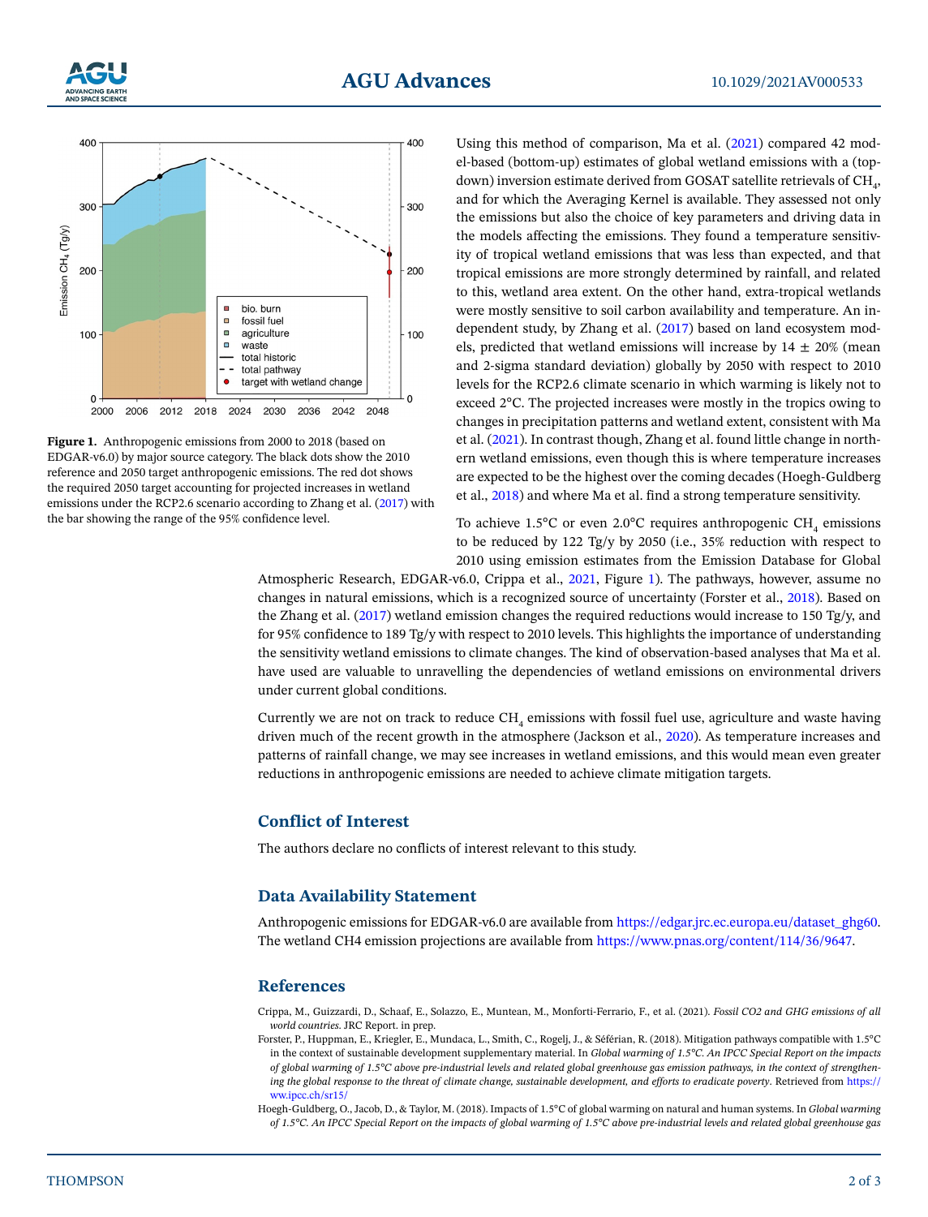Figure 1. Anthropogenic emissions from 2000 to 2018 (based on EDGAR-v6.0) by major source category. The black dots show the 2010 reference and 2050 target anthropogenic emissions. The red dot shows the required 2050 target accounting for projected increases in wetland emissions under the RCP2.6 scenario according to Zhang et al. (2017) with the bar showing the range of the 95% confidence level.

Using this method of comparison, Ma et al. (2021) compared 42 model-based (bottom-up) estimates of global wetland emissions with a (top-down) inversion estimate derived from GOSAT satellite retrievals of $CH_4$, and for which the Averaging Kernel is available. They assessed not only the emissions but also the choice of key parameters and driving data in the models affecting the emissions. They found a temperature sensitivity of tropical wetland emissions that was less than expected, and that tropical emissions are more strongly determined by rainfall, and related to this, wetland area extent. On the other hand, extra-tropical wetlands were mostly sensitive to soil carbon availability and temperature. An independent study, by Zhang et al. (2017) based on land ecosystem models, predicted that wetland emissions will increase by 14 ± 20% (mean and 2-sigma standard deviation) globally by 2050 with respect to 2010 levels for the RCP2.6 climate scenario in which warming is likely not to exceed 2°C. The projected increases were mostly in the tropics owing to changes in precipitation patterns and wetland extent, consistent with Ma et al. (2021). In contrast though, Zhang et al. found little change in northern wetland emissions, even though this is where temperature increases are expected to be the highest over the coming decades (Hoegh-Guldberg et al., 2018) and where Ma et al. find a strong temperature sensitivity.

To achieve 1.5°C or even 2.0°C requires anthropogenic $CH_4$ emissions to be reduced by 122 Tg/y by 2050 (i.e., 35% reduction with respect to 2010 using emission estimates from the Emission Database for Global Atmospheric Research, EDGAR-v6.0, Crippa et al., 2021, Figure 1). The pathways, however, assume no changes in natural emissions, which is a recognized source of uncertainty (Forster et al., 2018). Based on the Zhang et al. (2017) wetland emission changes the required reductions would increase to 150 Tg/y, and for 95% confidence to 189 Tg/y with respect to 2010 levels. This highlights the importance of understanding the sensitivity wetland emissions to climate changes. The kind of observation-based analyses that Ma et al. have used are valuable to unravelling the dependencies of wetland emissions on environmental drivers under current global conditions.

Currently we are not on track to reduce $CH_4$ emissions with fossil fuel use, agriculture and waste having driven much of the recent growth in the atmosphere (Jackson et al., 2020). As temperature increases and patterns of rainfall change, we may see increases in wetland emissions, and this would mean even greater reductions in anthropogenic emissions are needed to achieve climate mitigation targets.

## Conflict of Interest

The authors declare no conflicts of interest relevant to this study.

## Data Availability Statement

Anthropogenic emissions for EDGAR-v6.0 are available from https://edgar.jrc.ec.europa.eu/dataset_ghg60. The wetland CH4 emission projections are available from https://www.pnas.org/content/114/36/9647.

## References

Crippa, M., Guizzardi, D., Schaaf, E., Solazzo, E., Muntean, M., Monforti-Ferrario, F., et al. (2021). *Fossil CO2 and GHG emissions of all world countries*. JRC Report. in prep.

Forster, P., Huppman, E., Kriegler, E., Mundaca, L., Smith, C., Rogelj, J., & Séférian, R. (2018). Mitigation pathways compatible with 1.5°C in the context of sustainable development supplementary material. In *Global warming of 1.5°C. An IPCC Special Report on the impacts of global warming of 1.5°C above pre-industrial levels and related global greenhouse gas emission pathways, in the context of strengthening the global response to the threat of climate change, sustainable development, and efforts to eradicate poverty*. Retrieved from https://ww.ipcc.ch/sr15/

Hoegh-Guldberg, O., Jacob, D., & Taylor, M. (2018). Impacts of 1.5°C of global warming on natural and human systems. In *Global warming of 1.5°C. An IPCC Special Report on the impacts of global warming of 1.5°C above pre-industrial levels and related global greenhouse gas*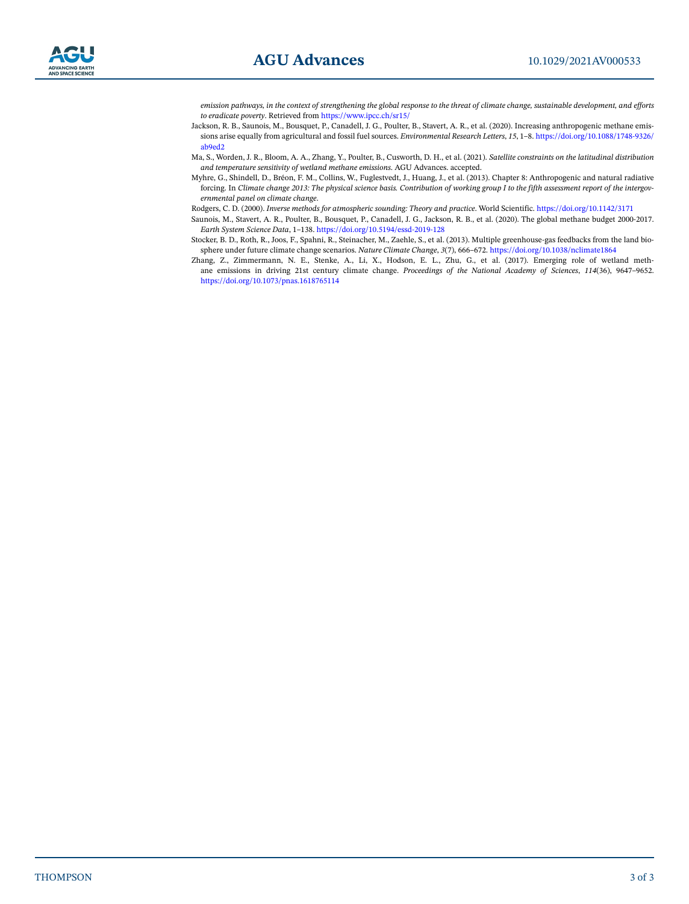*emission pathways, in the context of strengthening the global response to the threat of climate change, sustainable development, and efforts to eradicate poverty*. Retrieved from https://www.ipcc.ch/sr15/

Jackson, R. B., Saunois, M., Bousquet, P., Canadell, J. G., Poulter, B., Stavert, A. R., et al. (2020). Increasing anthropogenic methane emissions arise equally from agricultural and fossil fuel sources. *Environmental Research Letters*, *15*, 1–8. https://doi.org/10.1088/1748-9326/ab9ed2

Ma, S., Worden, J. R., Bloom, A. A., Zhang, Y., Poulter, B., Cusworth, D. H., et al. (2021). *Satellite constraints on the latitudinal distribution and temperature sensitivity of wetland methane emissions*. AGU Advances. accepted.

Myhre, G., Shindell, D., Bréon, F. M., Collins, W., Fuglestvedt, J., Huang, J., et al. (2013). Chapter 8: Anthropogenic and natural radiative forcing. In *Climate change 2013: The physical science basis. Contribution of working group I to the fifth assessment report of the intergovernmental panel on climate change*.

Rodgers, C. D. (2000). *Inverse methods for atmospheric sounding: Theory and practice*. World Scientific. https://doi.org/10.1142/3171

Saunois, M., Stavert, A. R., Poulter, B., Bousquet, P., Canadell, J. G., Jackson, R. B., et al. (2020). The global methane budget 2000-2017. *Earth System Science Data*, 1–138. https://doi.org/10.5194/essd-2019-128

Stocker, B. D., Roth, R., Joos, F., Spahni, R., Steinacher, M., Zaehle, S., et al. (2013). Multiple greenhouse-gas feedbacks from the land biosphere under future climate change scenarios. *Nature Climate Change*, *3*(7), 666–672. https://doi.org/10.1038/nclimate1864

Zhang, Z., Zimmermann, N. E., Stenke, A., Li, X., Hodson, E. L., Zhu, G., et al. (2017). Emerging role of wetland methane emissions in driving 21st century climate change. *Proceedings of the National Academy of Sciences*, *114*(36), 9647–9652. https://doi.org/10.1073/pnas.1618765114